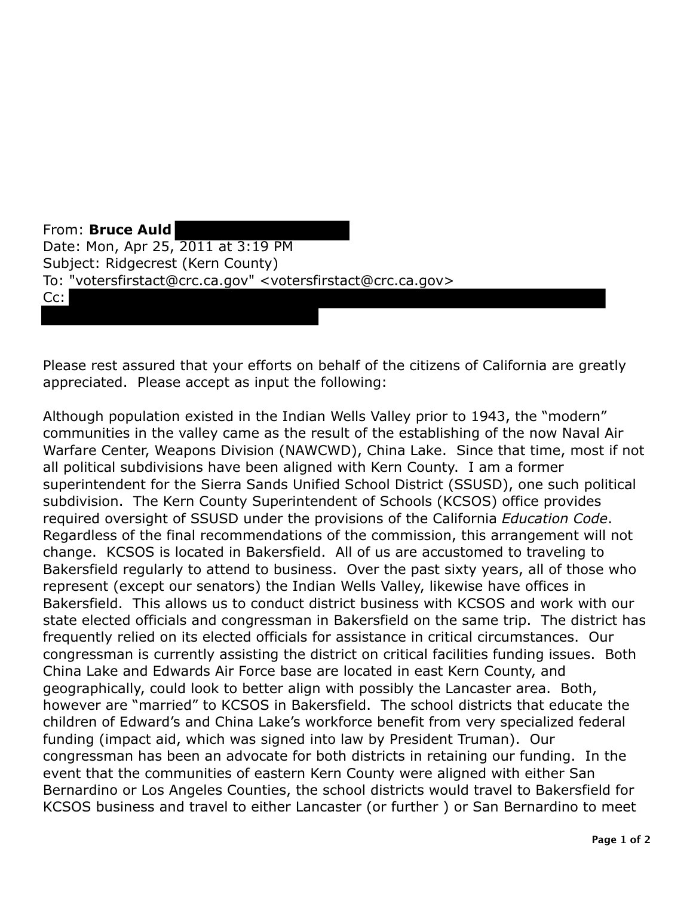From: **Bruce Auld**
Date: Mon, Apr 25, 2011 at 3:19 PM
Subject: Ridgecrest (Kern County)
To: "votersfirstact@crc.ca.gov" <votersfirstact@crc.ca.gov>
Cc:

Please rest assured that your efforts on behalf of the citizens of California are greatly appreciated. Please accept as input the following:

Although population existed in the Indian Wells Valley prior to 1943, the "modern" communities in the valley came as the result of the establishing of the now Naval Air Warfare Center, Weapons Division (NAWCWD), China Lake. Since that time, most if not all political subdivisions have been aligned with Kern County. I am a former superintendent for the Sierra Sands Unified School District (SSUSD), one such political subdivision. The Kern County Superintendent of Schools (KCSOS) office provides required oversight of SSUSD under the provisions of the California *Education Code*. Regardless of the final recommendations of the commission, this arrangement will not change. KCSOS is located in Bakersfield. All of us are accustomed to traveling to Bakersfield regularly to attend to business. Over the past sixty years, all of those who represent (except our senators) the Indian Wells Valley, likewise have offices in Bakersfield. This allows us to conduct district business with KCSOS and work with our state elected officials and congressman in Bakersfield on the same trip. The district has frequently relied on its elected officials for assistance in critical circumstances. Our congressman is currently assisting the district on critical facilities funding issues. Both China Lake and Edwards Air Force base are located in east Kern County, and geographically, could look to better align with possibly the Lancaster area. Both, however are "married" to KCSOS in Bakersfield. The school districts that educate the children of Edward's and China Lake's workforce benefit from very specialized federal funding (impact aid, which was signed into law by President Truman). Our congressman has been an advocate for both districts in retaining our funding. In the event that the communities of eastern Kern County were aligned with either San Bernardino or Los Angeles Counties, the school districts would travel to Bakersfield for KCSOS business and travel to either Lancaster (or further ) or San Bernardino to meet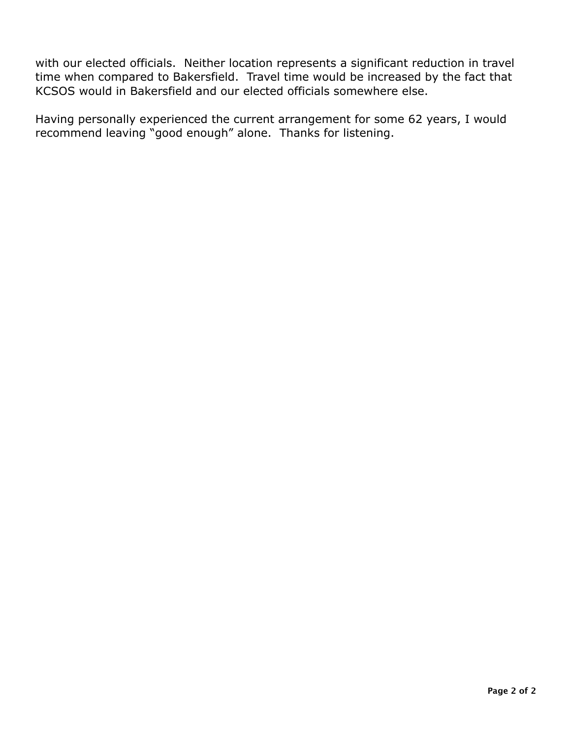with our elected officials. Neither location represents a significant reduction in travel time when compared to Bakersfield. Travel time would be increased by the fact that KCSOS would in Bakersfield and our elected officials somewhere else.

Having personally experienced the current arrangement for some 62 years, I would recommend leaving "good enough" alone. Thanks for listening.